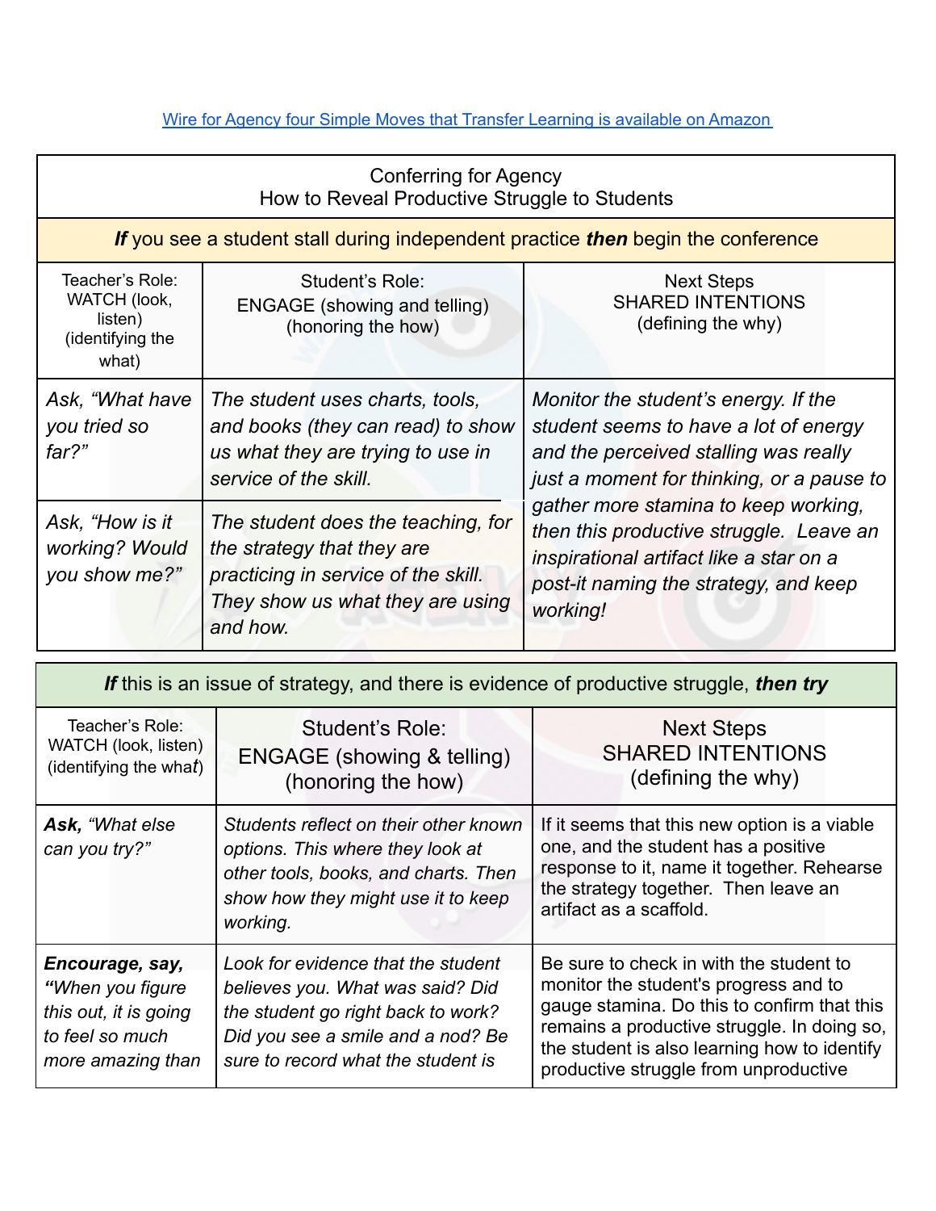[Wire for Agency four Simple Moves that Transfer Learning is available on Amazon](#)

| Conferring for Agency<br>How to Reveal Productive Struggle to Students | | |
|---|---|---|
| ***If*** you see a student stall during independent practice ***then*** begin the conference | | |
| Teacher's Role:<br>WATCH (look, listen)<br>(identifying the what) | Student's Role:<br>ENGAGE (showing and telling)<br>(honoring the how) | Next Steps<br>SHARED INTENTIONS<br>(defining the why) |
| *Ask, "What have you tried so far?"* | *The student uses charts, tools, and books (they can read) to show us what they are trying to use in service of the skill.* | *Monitor the student's energy. If the student seems to have a lot of energy and the perceived stalling was really just a moment for thinking, or a pause to gather more stamina to keep working, then this productive struggle. Leave an inspirational artifact like a star on a post-it naming the strategy, and keep working!* |
| *Ask, "How is it working? Would you show me?"* | *The student does the teaching, for the strategy that they are practicing in service of the skill. They show us what they are using and how.* | |

| ***If*** this is an issue of strategy, and there is evidence of productive struggle, ***then try*** | | |
|---|---|---|
| Teacher's Role:<br>WATCH (look, listen)<br>(identifying the what) | Student's Role:<br>ENGAGE (showing & telling)<br>(honoring the how) | Next Steps<br>SHARED INTENTIONS<br>(defining the why) |
| ***Ask,*** *"What else can you try?"* | *Students reflect on their other known options. This where they look at other tools, books, and charts. Then show how they might use it to keep working.* | If it seems that this new option is a viable one, and the student has a positive response to it, name it together. Rehearse the strategy together. Then leave an artifact as a scaffold. |
| ***Encourage, say, "****When you figure this out, it is going to feel so much more amazing than* | *Look for evidence that the student believes you. What was said? Did the student go right back to work? Did you see a smile and a nod? Be sure to record what the student is* | Be sure to check in with the student to monitor the student's progress and to gauge stamina. Do this to confirm that this remains a productive struggle. In doing so, the student is also learning how to identify productive struggle from unproductive |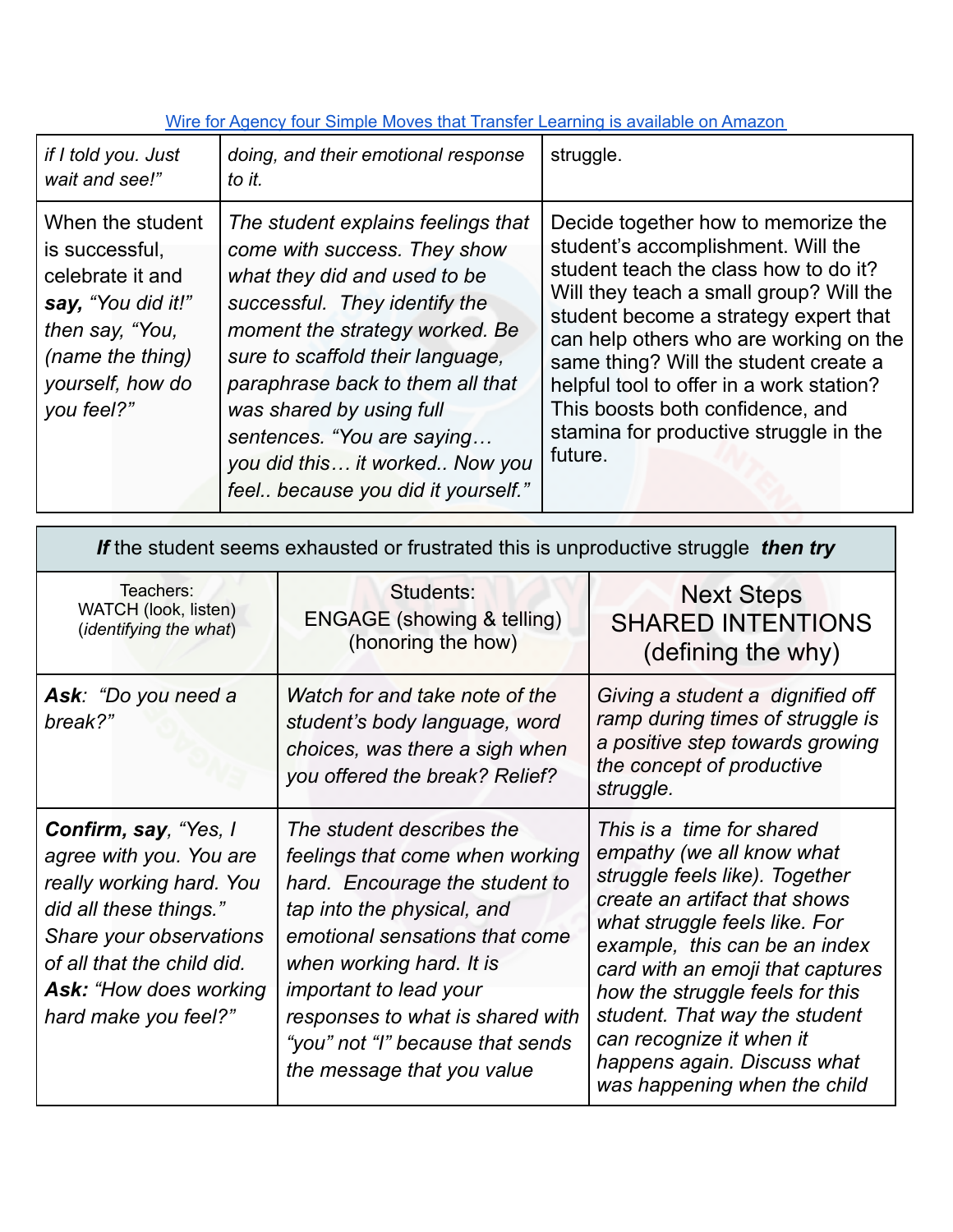[Wire for Agency four Simple Moves that Transfer Learning is available on Amazon]

| | | |
|---|---|---|
| *if I told you. Just wait and see!"* | *doing, and their emotional response to it.* | struggle. |
| When the student is successful, celebrate it and ***say,*** *"You did it!" then say, "You, (name the thing) yourself, how do you feel?"* | *The student explains feelings that come with success. They show what they did and used to be successful. They identify the moment the strategy worked. Be sure to scaffold their language, paraphrase back to them all that was shared by using full sentences. "You are saying… you did this… it worked.. Now you feel.. because you did it yourself."* | Decide together how to memorize the student's accomplishment. Will the student teach the class how to do it? Will they teach a small group? Will the student become a strategy expert that can help others who are working on the same thing? Will the student create a helpful tool to offer in a work station? This boosts both confidence, and stamina for productive struggle in the future. |

| ***If*** the student seems exhausted or frustrated this is unproductive struggle ***then try*** | | |
|---|---|---|
| Teachers: WATCH (look, listen) (*identifying the what*) | Students: ENGAGE (showing & telling) (honoring the how) | Next Steps SHARED INTENTIONS (defining the why) |
| ***Ask***: *"Do you need a break?"* | *Watch for and take note of the student's body language, word choices, was there a sigh when you offered the break? Relief?* | *Giving a student a dignified off ramp during times of struggle is a positive step towards growing the concept of productive struggle.* |
| ***Confirm, say****, "Yes, I agree with you. You are really working hard. You did all these things." Share your observations of all that the child did.* ***Ask:*** *"How does working hard make you feel?"* | *The student describes the feelings that come when working hard. Encourage the student to tap into the physical, and emotional sensations that come when working hard. It is important to lead your responses to what is shared with "you" not "I" because that sends the message that you value* | *This is a time for shared empathy (we all know what struggle feels like). Together create an artifact that shows what struggle feels like. For example, this can be an index card with an emoji that captures how the struggle feels for this student. That way the student can recognize it when it happens again. Discuss what was happening when the child* |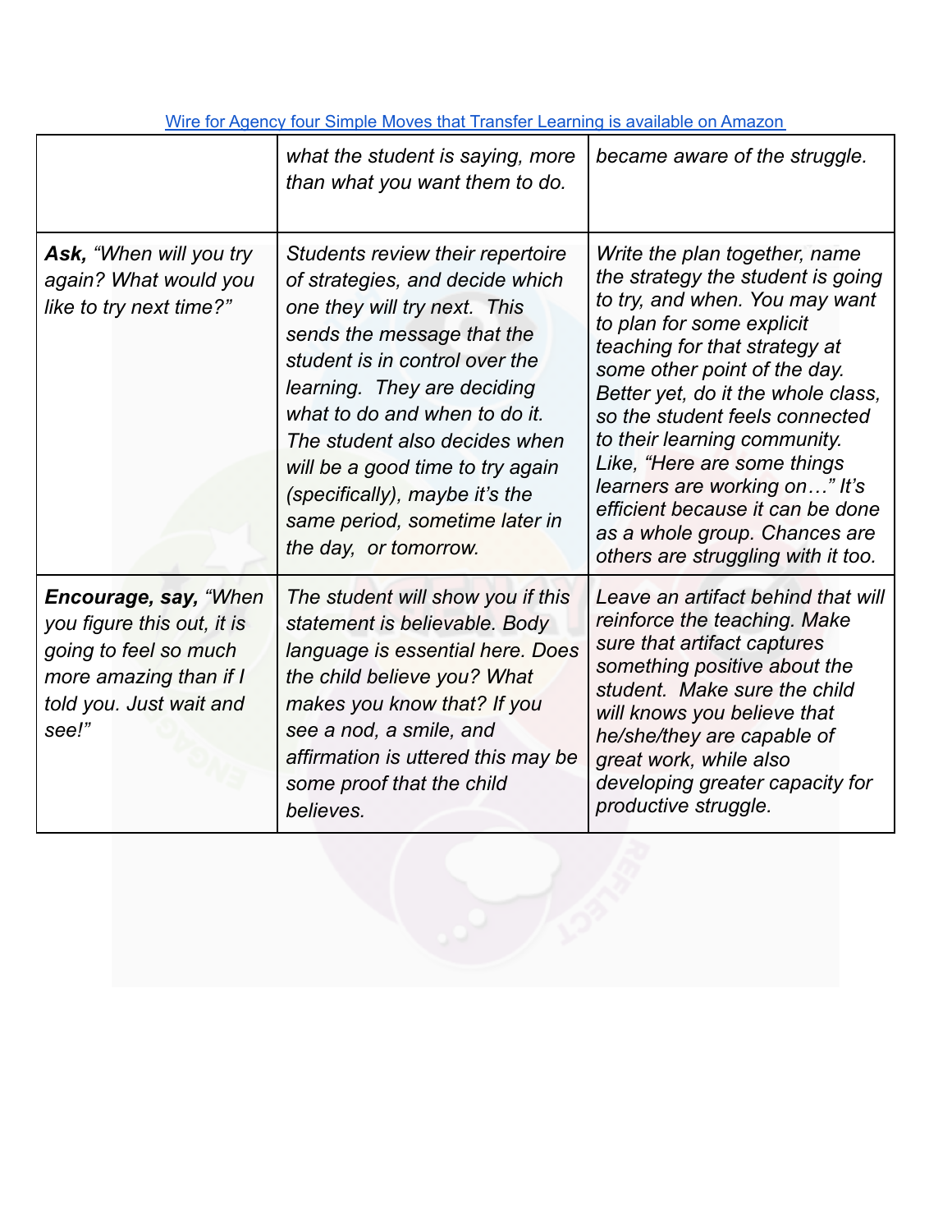[Wire for Agency four Simple Moves that Transfer Learning is available on Amazon]

| | | |
|---|---|---|
| | *what the student is saying, more than what you want them to do.* | *became aware of the struggle.* |
| ***Ask,*** *"When will you try again? What would you like to try next time?"* | *Students review their repertoire of strategies, and decide which one they will try next. This sends the message that the student is in control over the learning. They are deciding what to do and when to do it. The student also decides when will be a good time to try again (specifically), maybe it's the same period, sometime later in the day, or tomorrow.* | *Write the plan together, name the strategy the student is going to try, and when. You may want to plan for some explicit teaching for that strategy at some other point of the day. Better yet, do it the whole class, so the student feels connected to their learning community. Like, "Here are some things learners are working on…" It's efficient because it can be done as a whole group. Chances are others are struggling with it too.* |
| ***Encourage, say,*** *"When you figure this out, it is going to feel so much more amazing than if I told you. Just wait and see!"* | *The student will show you if this statement is believable. Body language is essential here. Does the child believe you? What makes you know that? If you see a nod, a smile, and affirmation is uttered this may be some proof that the child believes.* | *Leave an artifact behind that will reinforce the teaching. Make sure that artifact captures something positive about the student. Make sure the child will knows you believe that he/she/they are capable of great work, while also developing greater capacity for productive struggle.* |